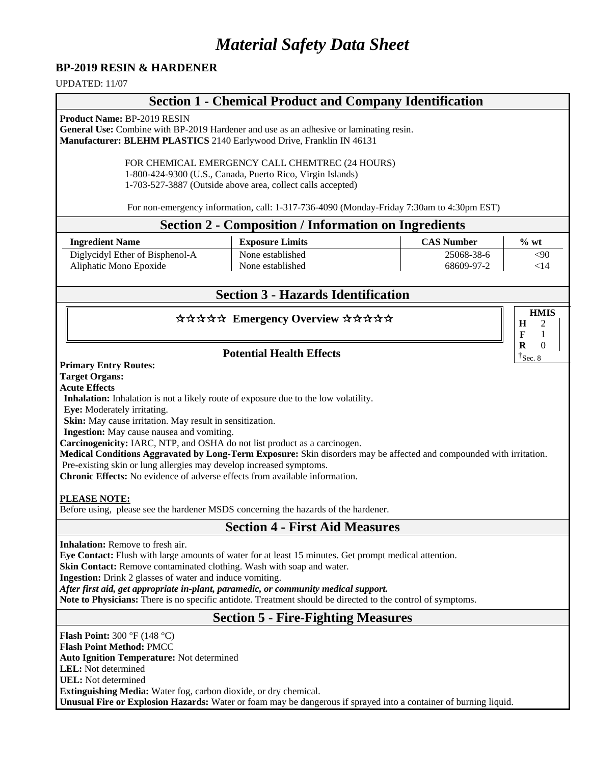# *Material Safety Data Sheet*

**BP-2019 RESIN & HARDENER**

UPDATED: 11/07

## Section 1 - Chemical Product and Company Identification

**Product Name:** BP-2019 RESIN
**General Use:** Combine with BP-2019 Hardener and use as an adhesive or laminating resin.
**Manufacturer: BLEHM PLASTICS** 2140 Earlywood Drive, Franklin IN 46131

FOR CHEMICAL EMERGENCY CALL CHEMTREC (24 HOURS)
1-800-424-9300 (U.S., Canada, Puerto Rico, Virgin Islands)
1-703-527-3887 (Outside above area, collect calls accepted)

For non-emergency information, call: 1-317-736-4090 (Monday-Friday 7:30am to 4:30pm EST)

## Section 2 - Composition / Information on Ingredients

| Ingredient Name | Exposure Limits | CAS Number | % wt |
|---|---|---|---|
| Diglycidyl Ether of Bisphenol-A | None established | 25068-38-6 | <90 |
| Aliphatic Mono Epoxide | None established | 68609-97-2 | <14 |

## Section 3 - Hazards Identification

### ☆☆☆☆☆ Emergency Overview ☆☆☆☆☆

| HMIS | |
|---|---|
| H | 2 |
| F | 1 |
| R | 0 |
| †Sec. 8 | |

### Potential Health Effects

**Primary Entry Routes:**
**Target Organs:**
**Acute Effects**
**Inhalation:** Inhalation is not a likely route of exposure due to the low volatility.
**Eye:** Moderately irritating.
**Skin:** May cause irritation. May result in sensitization.
**Ingestion:** May cause nausea and vomiting.
**Carcinogenicity:** IARC, NTP, and OSHA do not list product as a carcinogen.
**Medical Conditions Aggravated by Long-Term Exposure:** Skin disorders may be affected and compounded with irritation. Pre-existing skin or lung allergies may develop increased symptoms.
**Chronic Effects:** No evidence of adverse effects from available information.

**PLEASE NOTE:**
Before using, please see the hardener MSDS concerning the hazards of the hardener.

## Section 4 - First Aid Measures

**Inhalation:** Remove to fresh air.
**Eye Contact:** Flush with large amounts of water for at least 15 minutes. Get prompt medical attention.
**Skin Contact:** Remove contaminated clothing. Wash with soap and water.
**Ingestion:** Drink 2 glasses of water and induce vomiting.
***After first aid, get appropriate in-plant, paramedic, or community medical support.***
**Note to Physicians:** There is no specific antidote. Treatment should be directed to the control of symptoms.

## Section 5 - Fire-Fighting Measures

**Flash Point:** 300 °F (148 °C)
**Flash Point Method:** PMCC
**Auto Ignition Temperature:** Not determined
**LEL:** Not determined
**UEL:** Not determined
**Extinguishing Media:** Water fog, carbon dioxide, or dry chemical.
**Unusual Fire or Explosion Hazards:** Water or foam may be dangerous if sprayed into a container of burning liquid.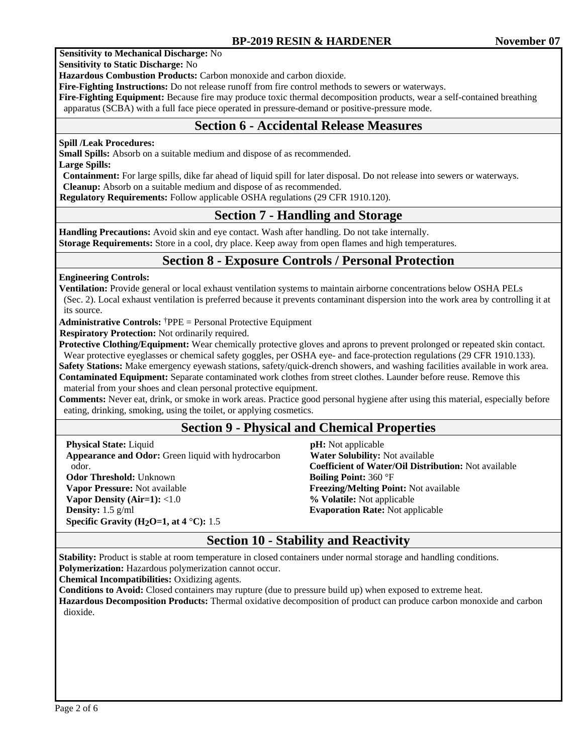**Sensitivity to Mechanical Discharge:** No
**Sensitivity to Static Discharge:** No
**Hazardous Combustion Products:** Carbon monoxide and carbon dioxide.
**Fire-Fighting Instructions:** Do not release runoff from fire control methods to sewers or waterways.
**Fire-Fighting Equipment:** Because fire may produce toxic thermal decomposition products, wear a self-contained breathing apparatus (SCBA) with a full face piece operated in pressure-demand or positive-pressure mode.

## Section 6 - Accidental Release Measures

**Spill /Leak Procedures:**
**Small Spills:** Absorb on a suitable medium and dispose of as recommended.
**Large Spills:**
**Containment:** For large spills, dike far ahead of liquid spill for later disposal. Do not release into sewers or waterways.
**Cleanup:** Absorb on a suitable medium and dispose of as recommended.
**Regulatory Requirements:** Follow applicable OSHA regulations (29 CFR 1910.120).

## Section 7 - Handling and Storage

**Handling Precautions:** Avoid skin and eye contact. Wash after handling. Do not take internally.
**Storage Requirements:** Store in a cool, dry place. Keep away from open flames and high temperatures.

## Section 8 - Exposure Controls / Personal Protection

**Engineering Controls:**
**Ventilation:** Provide general or local exhaust ventilation systems to maintain airborne concentrations below OSHA PELs (Sec. 2). Local exhaust ventilation is preferred because it prevents contaminant dispersion into the work area by controlling it at its source.
**Administrative Controls:** †PPE = Personal Protective Equipment
**Respiratory Protection:** Not ordinarily required.
**Protective Clothing/Equipment:** Wear chemically protective gloves and aprons to prevent prolonged or repeated skin contact. Wear protective eyeglasses or chemical safety goggles, per OSHA eye- and face-protection regulations (29 CFR 1910.133).
**Safety Stations:** Make emergency eyewash stations, safety/quick-drench showers, and washing facilities available in work area.
**Contaminated Equipment:** Separate contaminated work clothes from street clothes. Launder before reuse. Remove this material from your shoes and clean personal protective equipment.
**Comments:** Never eat, drink, or smoke in work areas. Practice good personal hygiene after using this material, especially before eating, drinking, smoking, using the toilet, or applying cosmetics.

## Section 9 - Physical and Chemical Properties

**Physical State:** Liquid
**Appearance and Odor:** Green liquid with hydrocarbon odor.
**Odor Threshold:** Unknown
**Vapor Pressure:** Not available
**Vapor Density (Air=1):** <1.0
**Density:** 1.5 g/ml
**Specific Gravity ($H_2O$=1, at 4 °C):** 1.5
**pH:** Not applicable
**Water Solubility:** Not available
**Coefficient of Water/Oil Distribution:** Not available
**Boiling Point:** 360 °F
**Freezing/Melting Point:** Not available
**% Volatile:** Not applicable
**Evaporation Rate:** Not applicable

## Section 10 - Stability and Reactivity

**Stability:** Product is stable at room temperature in closed containers under normal storage and handling conditions.
**Polymerization:** Hazardous polymerization cannot occur.
**Chemical Incompatibilities:** Oxidizing agents.
**Conditions to Avoid:** Closed containers may rupture (due to pressure build up) when exposed to extreme heat.
**Hazardous Decomposition Products:** Thermal oxidative decomposition of product can produce carbon monoxide and carbon dioxide.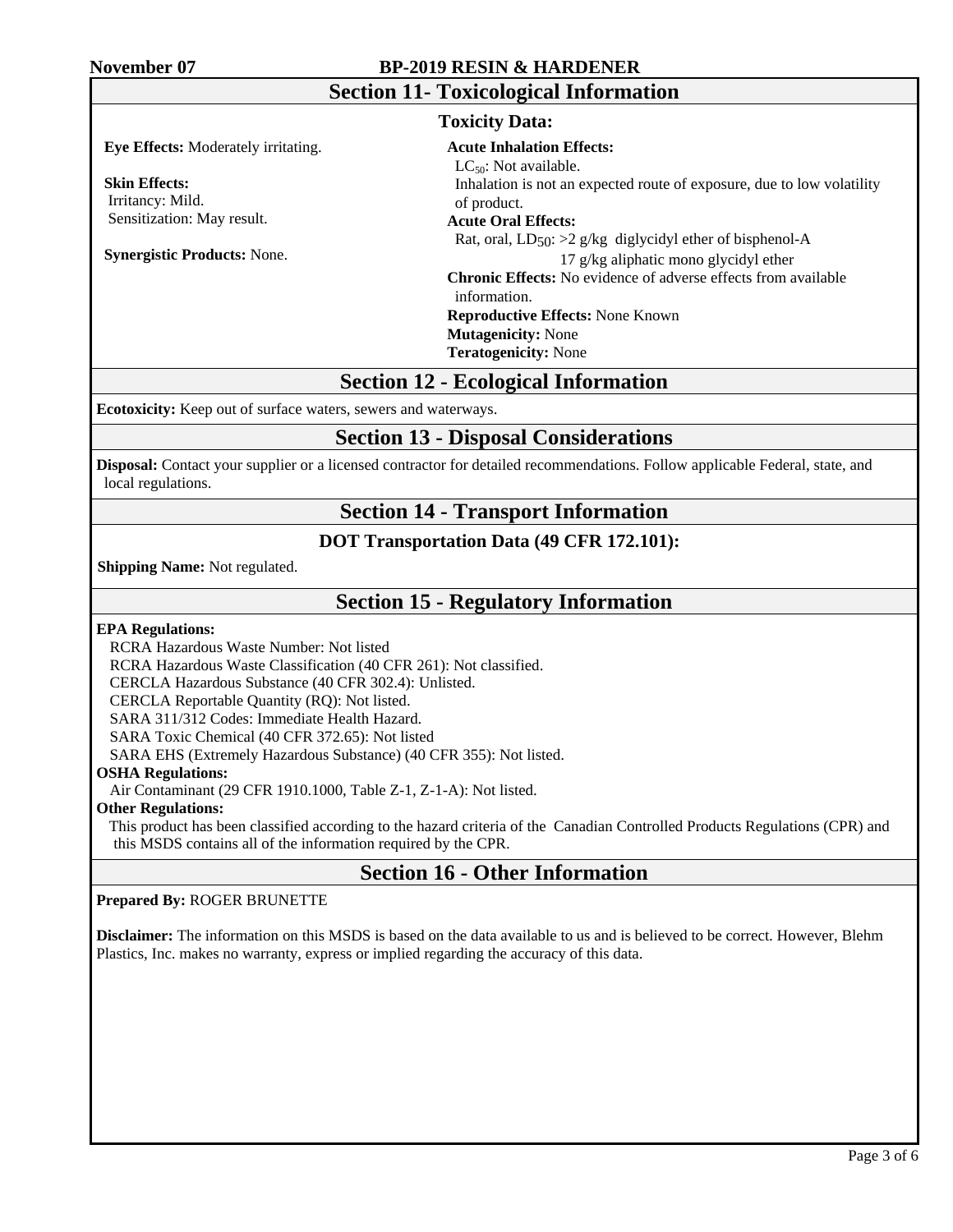## Section 11- Toxicological Information

### Toxicity Data:

**Eye Effects:** Moderately irritating.

**Skin Effects:**
Irritancy: Mild.
Sensitization: May result.

**Synergistic Products:** None.

**Acute Inhalation Effects:**
$LC_{50}$: Not available.
Inhalation is not an expected route of exposure, due to low volatility of product.

**Acute Oral Effects:**
Rat, oral, $LD_{50}$: >2 g/kg diglycidyl ether of bisphenol-A
17 g/kg aliphatic mono glycidyl ether

**Chronic Effects:** No evidence of adverse effects from available information.

**Reproductive Effects:** None Known

**Mutagenicity:** None

**Teratogenicity:** None

## Section 12 - Ecological Information

**Ecotoxicity:** Keep out of surface waters, sewers and waterways.

## Section 13 - Disposal Considerations

**Disposal:** Contact your supplier or a licensed contractor for detailed recommendations. Follow applicable Federal, state, and local regulations.

## Section 14 - Transport Information

### DOT Transportation Data (49 CFR 172.101):

**Shipping Name:** Not regulated.

## Section 15 - Regulatory Information

**EPA Regulations:**
RCRA Hazardous Waste Number: Not listed
RCRA Hazardous Waste Classification (40 CFR 261): Not classified.
CERCLA Hazardous Substance (40 CFR 302.4): Unlisted.
CERCLA Reportable Quantity (RQ): Not listed.
SARA 311/312 Codes: Immediate Health Hazard.
SARA Toxic Chemical (40 CFR 372.65): Not listed
SARA EHS (Extremely Hazardous Substance) (40 CFR 355): Not listed.

**OSHA Regulations:**
Air Contaminant (29 CFR 1910.1000, Table Z-1, Z-1-A): Not listed.

**Other Regulations:**
This product has been classified according to the hazard criteria of the Canadian Controlled Products Regulations (CPR) and this MSDS contains all of the information required by the CPR.

## Section 16 - Other Information

**Prepared By:** ROGER BRUNETTE

**Disclaimer:** The information on this MSDS is based on the data available to us and is believed to be correct. However, Blehm Plastics, Inc. makes no warranty, express or implied regarding the accuracy of this data.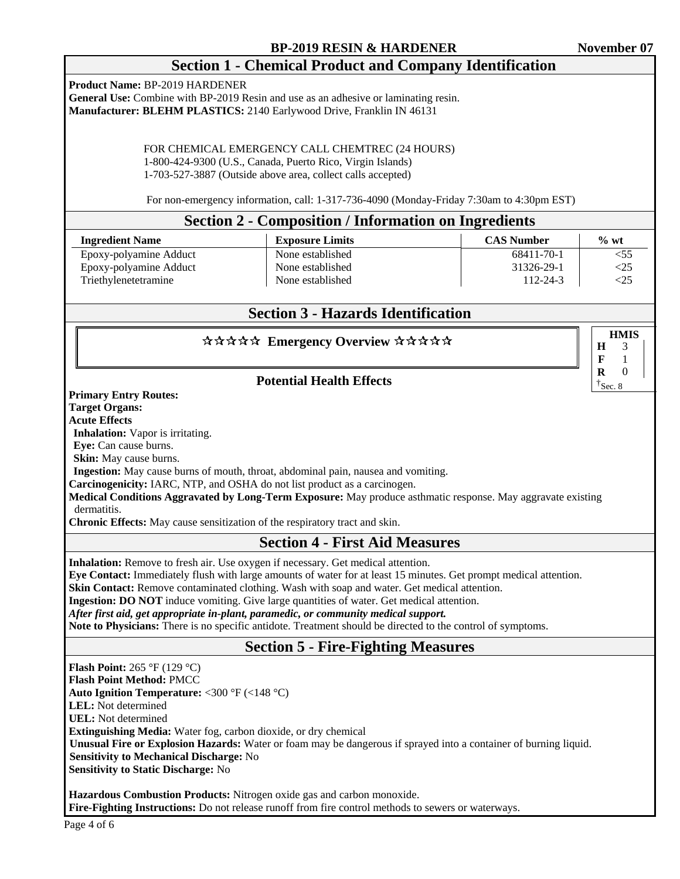## Section 1 - Chemical Product and Company Identification

**Product Name:** BP-2019 HARDENER
**General Use:** Combine with BP-2019 Resin and use as an adhesive or laminating resin.
**Manufacturer: BLEHM PLASTICS:** 2140 Earlywood Drive, Franklin IN 46131

FOR CHEMICAL EMERGENCY CALL CHEMTREC (24 HOURS)
1-800-424-9300 (U.S., Canada, Puerto Rico, Virgin Islands)
1-703-527-3887 (Outside above area, collect calls accepted)

For non-emergency information, call: 1-317-736-4090 (Monday-Friday 7:30am to 4:30pm EST)

## Section 2 - Composition / Information on Ingredients

| Ingredient Name | Exposure Limits | CAS Number | % wt |
|---|---|---|---|
| Epoxy-polyamine Adduct | None established | 68411-70-1 | <55 |
| Epoxy-polyamine Adduct | None established | 31326-29-1 | <25 |
| Triethylenetetramine | None established | 112-24-3 | <25 |

## Section 3 - Hazards Identification

### ☆☆☆☆☆ Emergency Overview ☆☆☆☆☆

| HMIS | |
|---|---|
| H | 3 |
| F | 1 |
| R | 0 |

†Sec. 8

### Potential Health Effects

**Primary Entry Routes:**
**Target Organs:**
**Acute Effects**
**Inhalation:** Vapor is irritating.
**Eye:** Can cause burns.
**Skin:** May cause burns.
**Ingestion:** May cause burns of mouth, throat, abdominal pain, nausea and vomiting.
**Carcinogenicity:** IARC, NTP, and OSHA do not list product as a carcinogen.
**Medical Conditions Aggravated by Long-Term Exposure:** May produce asthmatic response. May aggravate existing dermatitis.
**Chronic Effects:** May cause sensitization of the respiratory tract and skin.

## Section 4 - First Aid Measures

**Inhalation:** Remove to fresh air. Use oxygen if necessary. Get medical attention.
**Eye Contact:** Immediately flush with large amounts of water for at least 15 minutes. Get prompt medical attention.
**Skin Contact:** Remove contaminated clothing. Wash with soap and water. Get medical attention.
**Ingestion: DO NOT** induce vomiting. Give large quantities of water. Get medical attention.
***After first aid, get appropriate in-plant, paramedic, or community medical support.***
**Note to Physicians:** There is no specific antidote. Treatment should be directed to the control of symptoms.

## Section 5 - Fire-Fighting Measures

**Flash Point:** 265 °F (129 °C)
**Flash Point Method:** PMCC
**Auto Ignition Temperature:** <300 °F (<148 °C)
**LEL:** Not determined
**UEL:** Not determined
**Extinguishing Media:** Water fog, carbon dioxide, or dry chemical
**Unusual Fire or Explosion Hazards:** Water or foam may be dangerous if sprayed into a container of burning liquid.
**Sensitivity to Mechanical Discharge:** No
**Sensitivity to Static Discharge:** No

**Hazardous Combustion Products:** Nitrogen oxide gas and carbon monoxide.
**Fire-Fighting Instructions:** Do not release runoff from fire control methods to sewers or waterways.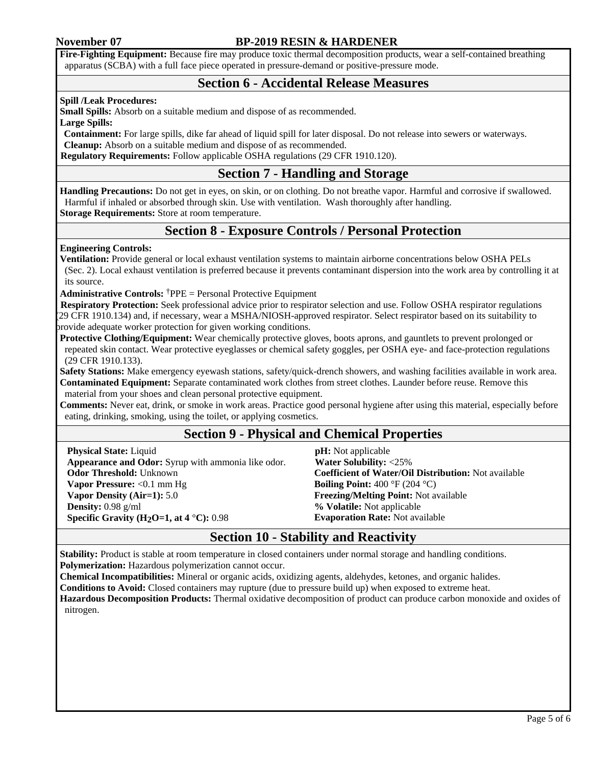**Fire-Fighting Equipment:** Because fire may produce toxic thermal decomposition products, wear a self-contained breathing apparatus (SCBA) with a full face piece operated in pressure-demand or positive-pressure mode.

## Section 6 - Accidental Release Measures

**Spill /Leak Procedures:**

**Small Spills:** Absorb on a suitable medium and dispose of as recommended.

**Large Spills:**

**Containment:** For large spills, dike far ahead of liquid spill for later disposal. Do not release into sewers or waterways.

**Cleanup:** Absorb on a suitable medium and dispose of as recommended.

**Regulatory Requirements:** Follow applicable OSHA regulations (29 CFR 1910.120).

## Section 7 - Handling and Storage

**Handling Precautions:** Do not get in eyes, on skin, or on clothing. Do not breathe vapor. Harmful and corrosive if swallowed. Harmful if inhaled or absorbed through skin. Use with ventilation. Wash thoroughly after handling.

**Storage Requirements:** Store at room temperature.

## Section 8 - Exposure Controls / Personal Protection

**Engineering Controls:**

**Ventilation:** Provide general or local exhaust ventilation systems to maintain airborne concentrations below OSHA PELs (Sec. 2). Local exhaust ventilation is preferred because it prevents contaminant dispersion into the work area by controlling it at its source.

**Administrative Controls:** †PPE = Personal Protective Equipment

**Respiratory Protection:** Seek professional advice prior to respirator selection and use. Follow OSHA respirator regulations (29 CFR 1910.134) and, if necessary, wear a MSHA/NIOSH-approved respirator. Select respirator based on its suitability to provide adequate worker protection for given working conditions.

**Protective Clothing/Equipment:** Wear chemically protective gloves, boots aprons, and gauntlets to prevent prolonged or repeated skin contact. Wear protective eyeglasses or chemical safety goggles, per OSHA eye- and face-protection regulations (29 CFR 1910.133).

**Safety Stations:** Make emergency eyewash stations, safety/quick-drench showers, and washing facilities available in work area.

**Contaminated Equipment:** Separate contaminated work clothes from street clothes. Launder before reuse. Remove this material from your shoes and clean personal protective equipment.

**Comments:** Never eat, drink, or smoke in work areas. Practice good personal hygiene after using this material, especially before eating, drinking, smoking, using the toilet, or applying cosmetics.

## Section 9 - Physical and Chemical Properties

**Physical State:** Liquid

**Appearance and Odor:** Syrup with ammonia like odor.

**Odor Threshold:** Unknown

**Vapor Pressure:** <0.1 mm Hg

**Vapor Density (Air=1):** 5.0

**Density:** 0.98 g/ml

**Specific Gravity ($H_2O$=1, at 4 °C):** 0.98

**pH:** Not applicable

**Water Solubility:** <25%

**Coefficient of Water/Oil Distribution:** Not available

**Boiling Point:** 400 °F (204 °C)

**Freezing/Melting Point:** Not available

**% Volatile:** Not applicable

**Evaporation Rate:** Not available

## Section 10 - Stability and Reactivity

**Stability:** Product is stable at room temperature in closed containers under normal storage and handling conditions.

**Polymerization:** Hazardous polymerization cannot occur.

**Chemical Incompatibilities:** Mineral or organic acids, oxidizing agents, aldehydes, ketones, and organic halides.

**Conditions to Avoid:** Closed containers may rupture (due to pressure build up) when exposed to extreme heat.

**Hazardous Decomposition Products:** Thermal oxidative decomposition of product can produce carbon monoxide and oxides of nitrogen.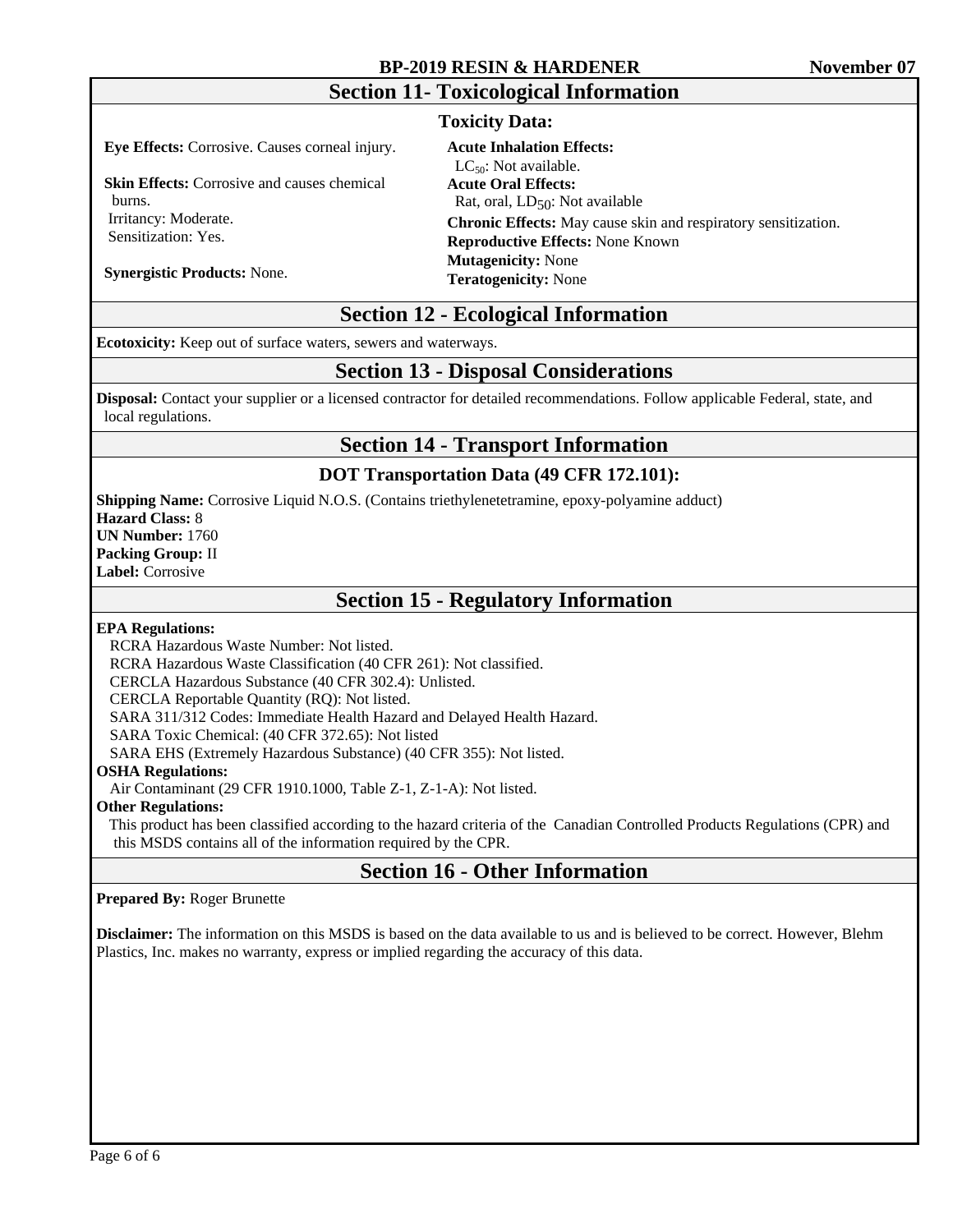## Section 11- Toxicological Information

### Toxicity Data:

**Eye Effects:** Corrosive. Causes corneal injury.

**Skin Effects:** Corrosive and causes chemical burns.
Irritancy: Moderate.
Sensitization: Yes.

**Synergistic Products:** None.

**Acute Inhalation Effects:**
$LC_{50}$: Not available.

**Acute Oral Effects:**
Rat, oral, $LD_{50}$: Not available

**Chronic Effects:** May cause skin and respiratory sensitization.

**Reproductive Effects:** None Known

**Mutagenicity:** None

**Teratogenicity:** None

## Section 12 - Ecological Information

**Ecotoxicity:** Keep out of surface waters, sewers and waterways.

## Section 13 - Disposal Considerations

**Disposal:** Contact your supplier or a licensed contractor for detailed recommendations. Follow applicable Federal, state, and local regulations.

## Section 14 - Transport Information

### DOT Transportation Data (49 CFR 172.101):

**Shipping Name:** Corrosive Liquid N.O.S. (Contains triethylenetetramine, epoxy-polyamine adduct)
**Hazard Class:** 8
**UN Number:** 1760
**Packing Group:** II
**Label:** Corrosive

## Section 15 - Regulatory Information

**EPA Regulations:**
RCRA Hazardous Waste Number: Not listed.
RCRA Hazardous Waste Classification (40 CFR 261): Not classified.
CERCLA Hazardous Substance (40 CFR 302.4): Unlisted.
CERCLA Reportable Quantity (RQ): Not listed.
SARA 311/312 Codes: Immediate Health Hazard and Delayed Health Hazard.
SARA Toxic Chemical: (40 CFR 372.65): Not listed
SARA EHS (Extremely Hazardous Substance) (40 CFR 355): Not listed.

**OSHA Regulations:**
Air Contaminant (29 CFR 1910.1000, Table Z-1, Z-1-A): Not listed.

**Other Regulations:**
This product has been classified according to the hazard criteria of the Canadian Controlled Products Regulations (CPR) and this MSDS contains all of the information required by the CPR.

## Section 16 - Other Information

**Prepared By:** Roger Brunette

**Disclaimer:** The information on this MSDS is based on the data available to us and is believed to be correct. However, Blehm Plastics, Inc. makes no warranty, express or implied regarding the accuracy of this data.